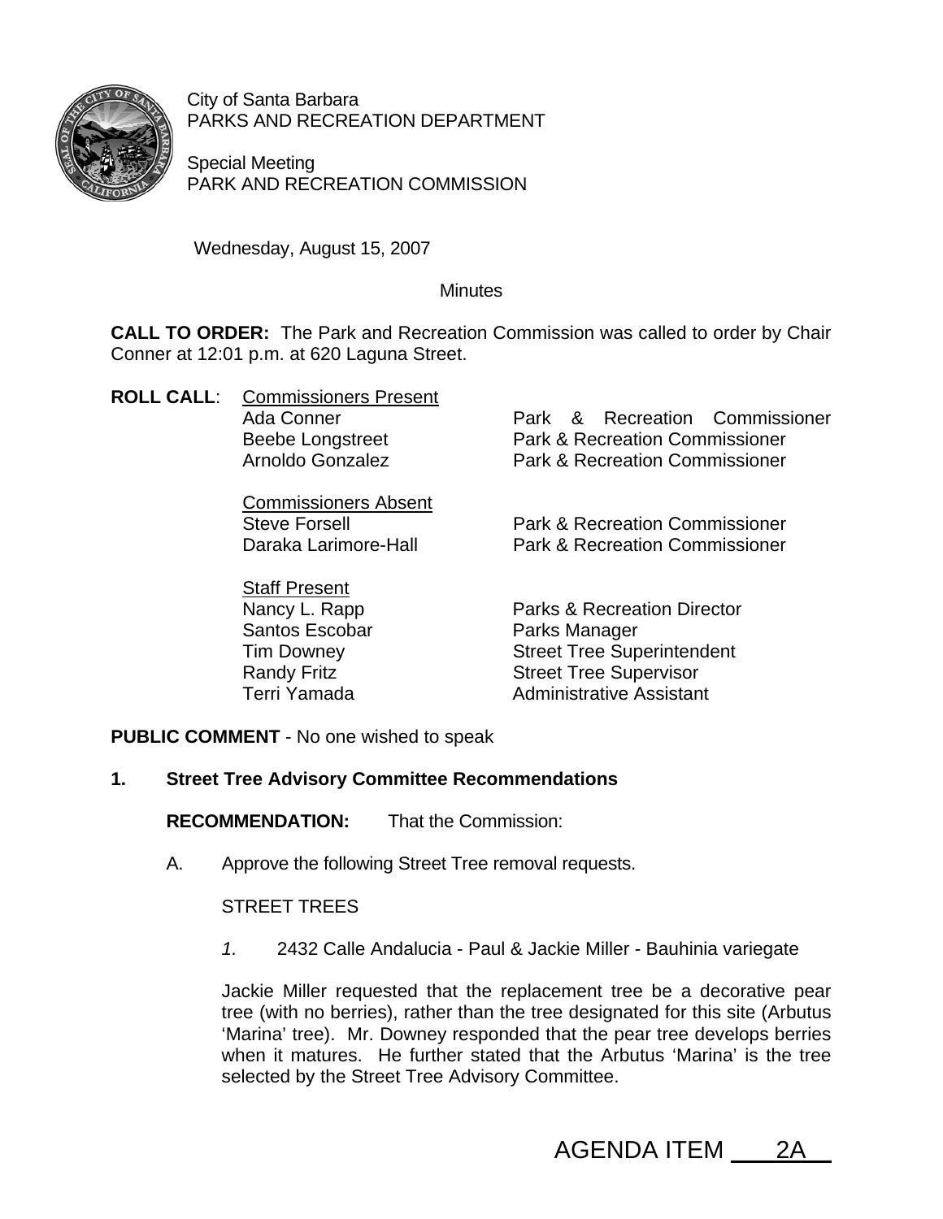City of Santa Barbara
PARKS AND RECREATION DEPARTMENT

Special Meeting
PARK AND RECREATION COMMISSION

Wednesday, August 15, 2007

Minutes

**CALL TO ORDER:** The Park and Recreation Commission was called to order by Chair Conner at 12:01 p.m. at 620 Laguna Street.

**ROLL CALL**:

Commissioners Present

| | |
|---|---|
| Ada Conner | Park & Recreation Commissioner |
| Beebe Longstreet | Park & Recreation Commissioner |
| Arnoldo Gonzalez | Park & Recreation Commissioner |

Commissioners Absent

| | |
|---|---|
| Steve Forsell | Park & Recreation Commissioner |
| Daraka Larimore-Hall | Park & Recreation Commissioner |

Staff Present

| | |
|---|---|
| Nancy L. Rapp | Parks & Recreation Director |
| Santos Escobar | Parks Manager |
| Tim Downey | Street Tree Superintendent |
| Randy Fritz | Street Tree Supervisor |
| Terri Yamada | Administrative Assistant |

**PUBLIC COMMENT** - No one wished to speak

**1. Street Tree Advisory Committee Recommendations**

**RECOMMENDATION:** That the Commission:

A. Approve the following Street Tree removal requests.

STREET TREES

*1.* 2432 Calle Andalucia - Paul & Jackie Miller - Bauhinia variegate

Jackie Miller requested that the replacement tree be a decorative pear tree (with no berries), rather than the tree designated for this site (Arbutus 'Marina' tree). Mr. Downey responded that the pear tree develops berries when it matures. He further stated that the Arbutus 'Marina' is the tree selected by the Street Tree Advisory Committee.

AGENDA ITEM 2A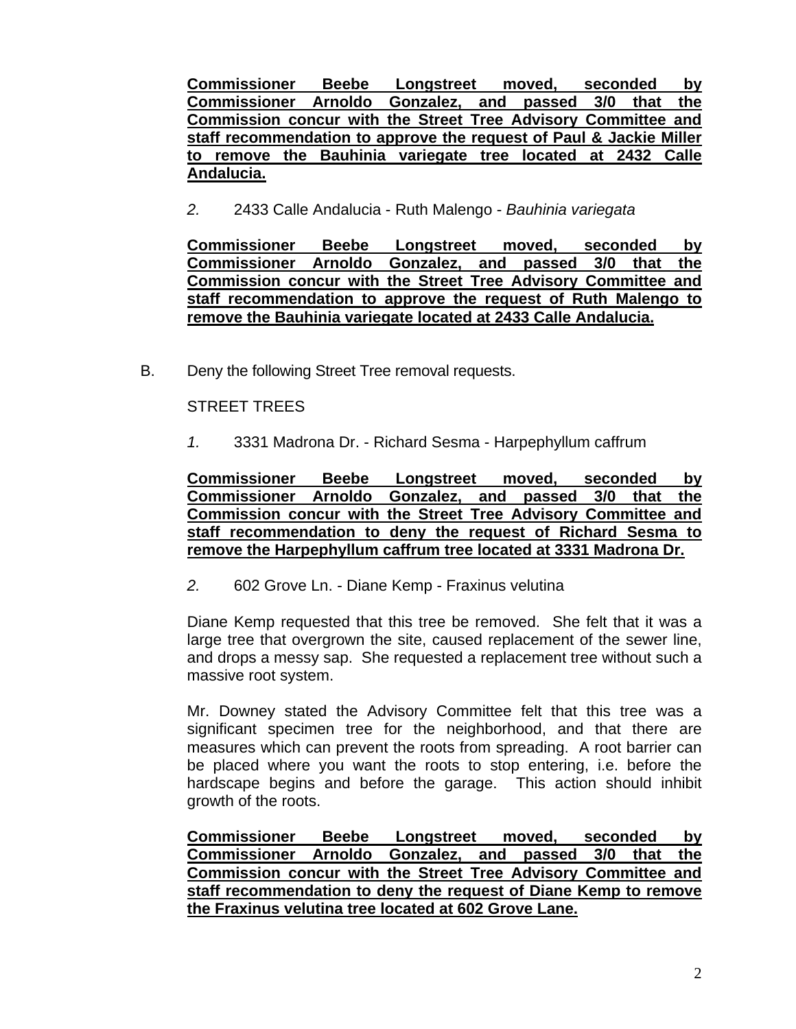**Commissioner Beebe Longstreet moved, seconded by Commissioner Arnoldo Gonzalez, and passed 3/0 that the Commission concur with the Street Tree Advisory Committee and staff recommendation to approve the request of Paul & Jackie Miller to remove the Bauhinia variegate tree located at 2432 Calle Andalucia.**

*2.* 2433 Calle Andalucia - Ruth Malengo - *Bauhinia variegata*

**Commissioner Beebe Longstreet moved, seconded by Commissioner Arnoldo Gonzalez, and passed 3/0 that the Commission concur with the Street Tree Advisory Committee and staff recommendation to approve the request of Ruth Malengo to remove the Bauhinia variegate located at 2433 Calle Andalucia.**

B. Deny the following Street Tree removal requests.

STREET TREES

*1.* 3331 Madrona Dr. - Richard Sesma - Harpephyllum caffrum

**Commissioner Beebe Longstreet moved, seconded by Commissioner Arnoldo Gonzalez, and passed 3/0 that the Commission concur with the Street Tree Advisory Committee and staff recommendation to deny the request of Richard Sesma to remove the Harpephyllum caffrum tree located at 3331 Madrona Dr.**

*2.* 602 Grove Ln. - Diane Kemp - Fraxinus velutina

Diane Kemp requested that this tree be removed. She felt that it was a large tree that overgrown the site, caused replacement of the sewer line, and drops a messy sap. She requested a replacement tree without such a massive root system.

Mr. Downey stated the Advisory Committee felt that this tree was a significant specimen tree for the neighborhood, and that there are measures which can prevent the roots from spreading. A root barrier can be placed where you want the roots to stop entering, i.e. before the hardscape begins and before the garage. This action should inhibit growth of the roots.

**Commissioner Beebe Longstreet moved, seconded by Commissioner Arnoldo Gonzalez, and passed 3/0 that the Commission concur with the Street Tree Advisory Committee and staff recommendation to deny the request of Diane Kemp to remove the Fraxinus velutina tree located at 602 Grove Lane.**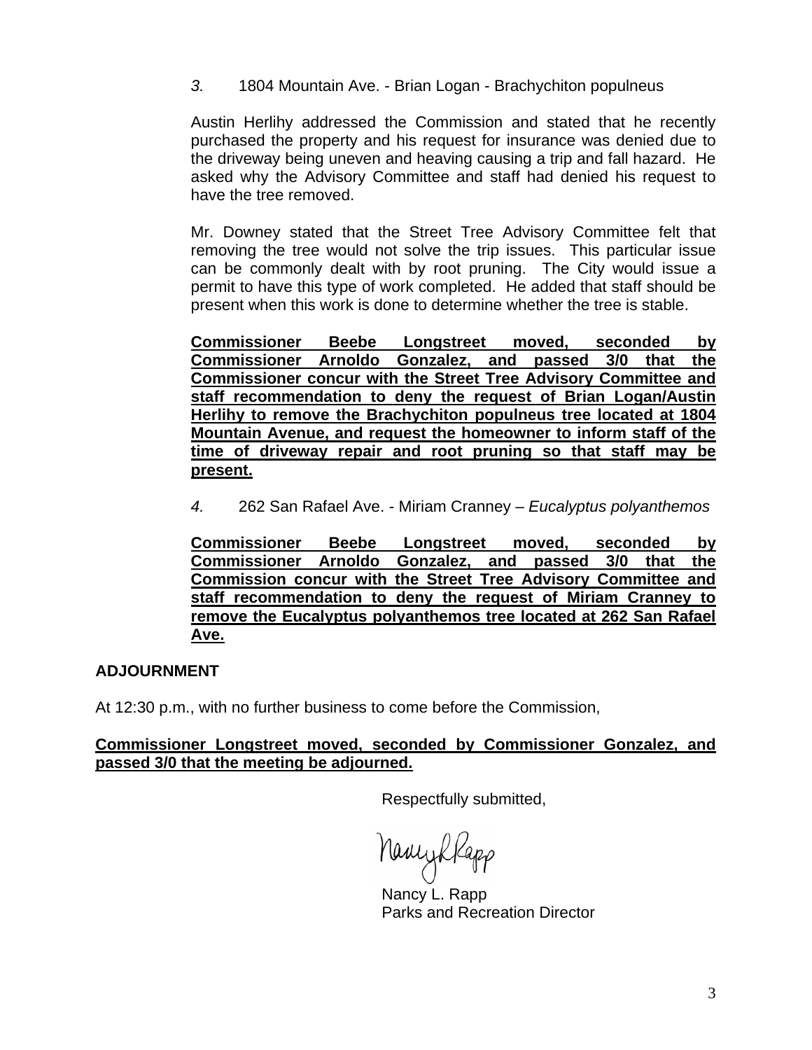*3.* 1804 Mountain Ave. - Brian Logan - Brachychiton populneus

Austin Herlihy addressed the Commission and stated that he recently purchased the property and his request for insurance was denied due to the driveway being uneven and heaving causing a trip and fall hazard. He asked why the Advisory Committee and staff had denied his request to have the tree removed.

Mr. Downey stated that the Street Tree Advisory Committee felt that removing the tree would not solve the trip issues. This particular issue can be commonly dealt with by root pruning. The City would issue a permit to have this type of work completed. He added that staff should be present when this work is done to determine whether the tree is stable.

**Commissioner Beebe Longstreet moved, seconded by Commissioner Arnoldo Gonzalez, and passed 3/0 that the Commissioner concur with the Street Tree Advisory Committee and staff recommendation to deny the request of Brian Logan/Austin Herlihy to remove the Brachychiton populneus tree located at 1804 Mountain Avenue, and request the homeowner to inform staff of the time of driveway repair and root pruning so that staff may be present.**

*4.* 262 San Rafael Ave. - Miriam Cranney – *Eucalyptus polyanthemos*

**Commissioner Beebe Longstreet moved, seconded by Commissioner Arnoldo Gonzalez, and passed 3/0 that the Commission concur with the Street Tree Advisory Committee and staff recommendation to deny the request of Miriam Cranney to remove the Eucalyptus polyanthemos tree located at 262 San Rafael Ave.**

## ADJOURNMENT

At 12:30 p.m., with no further business to come before the Commission,

**Commissioner Longstreet moved, seconded by Commissioner Gonzalez, and passed 3/0 that the meeting be adjourned.**

Respectfully submitted,

Nancy L. Rapp
Parks and Recreation Director